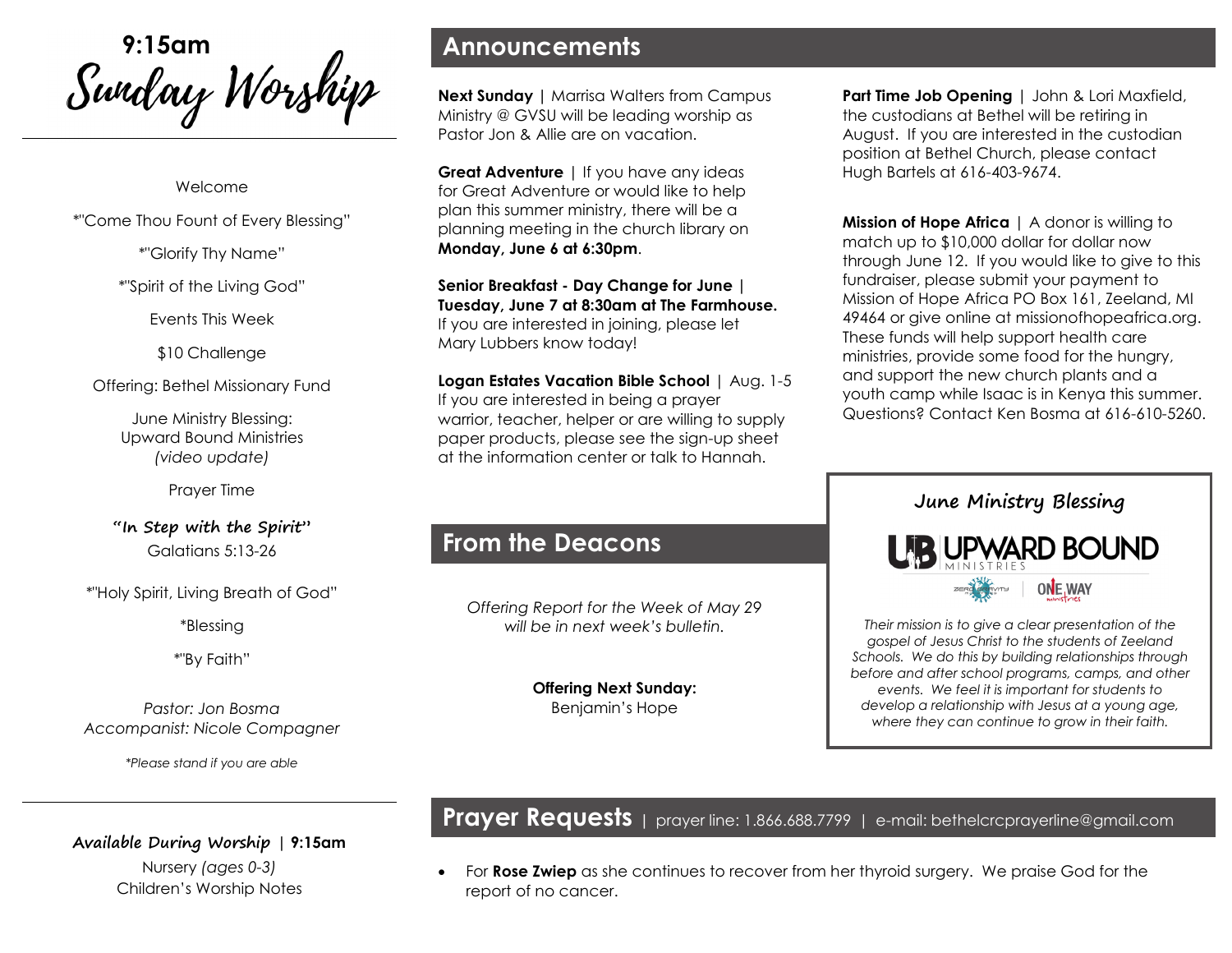# 9:15am Sunday Worship

Welcome

*"Come Thou Fount of Every Blessing"

*"Glorify Thy Name"

*"Spirit of the Living God"

Events This Week

$10 Challenge

Offering: Bethel Missionary Fund

June Ministry Blessing:
Upward Bound Ministries
*(video update)*

Prayer Time

**"In Step with the Spirit"**
Galatians 5:13-26

*"Holy Spirit, Living Breath of God"

*Blessing

*"By Faith"

*Pastor: Jon Bosma*
*Accompanist: Nicole Compagner*

**Please stand if you are able*

**Available During Worship | 9:15am**
Nursery *(ages 0-3)*
Children's Worship Notes

## Announcements

**Next Sunday |** Marrisa Walters from Campus Ministry @ GVSU will be leading worship as Pastor Jon & Allie are on vacation.

**Great Adventure** | If you have any ideas for Great Adventure or would like to help plan this summer ministry, there will be a planning meeting in the church library on **Monday, June 6 at 6:30pm**.

**Senior Breakfast - Day Change for June | Tuesday, June 7 at 8:30am at The Farmhouse.** If you are interested in joining, please let Mary Lubbers know today!

**Logan Estates Vacation Bible School** | Aug. 1-5 If you are interested in being a prayer warrior, teacher, helper or are willing to supply paper products, please see the sign-up sheet at the information center or talk to Hannah.

**Part Time Job Opening** | John & Lori Maxfield, the custodians at Bethel will be retiring in August. If you are interested in the custodian position at Bethel Church, please contact Hugh Bartels at 616-403-9674.

**Mission of Hope Africa** | A donor is willing to match up to $10,000 dollar for dollar now through June 12. If you would like to give to this fundraiser, please submit your payment to Mission of Hope Africa PO Box 161, Zeeland, MI 49464 or give online at missionofhopeafrica.org. These funds will help support health care ministries, provide some food for the hungry, and support the new church plants and a youth camp while Isaac is in Kenya this summer. Questions? Contact Ken Bosma at 616-610-5260.

## From the Deacons

*Offering Report for the Week of May 29 will be in next week's bulletin.*

**Offering Next Sunday:**
Benjamin's Hope

### June Ministry Blessing

UPWARD BOUND MINISTRIES

*Their mission is to give a clear presentation of the gospel of Jesus Christ to the students of Zeeland Schools. We do this by building relationships through before and after school programs, camps, and other events. We feel it is important for students to develop a relationship with Jesus at a young age, where they can continue to grow in their faith.*

## Prayer Requests | prayer line: 1.866.688.7799 | e-mail: bethelcrcprayerline@gmail.com

- For **Rose Zwiep** as she continues to recover from her thyroid surgery. We praise God for the report of no cancer.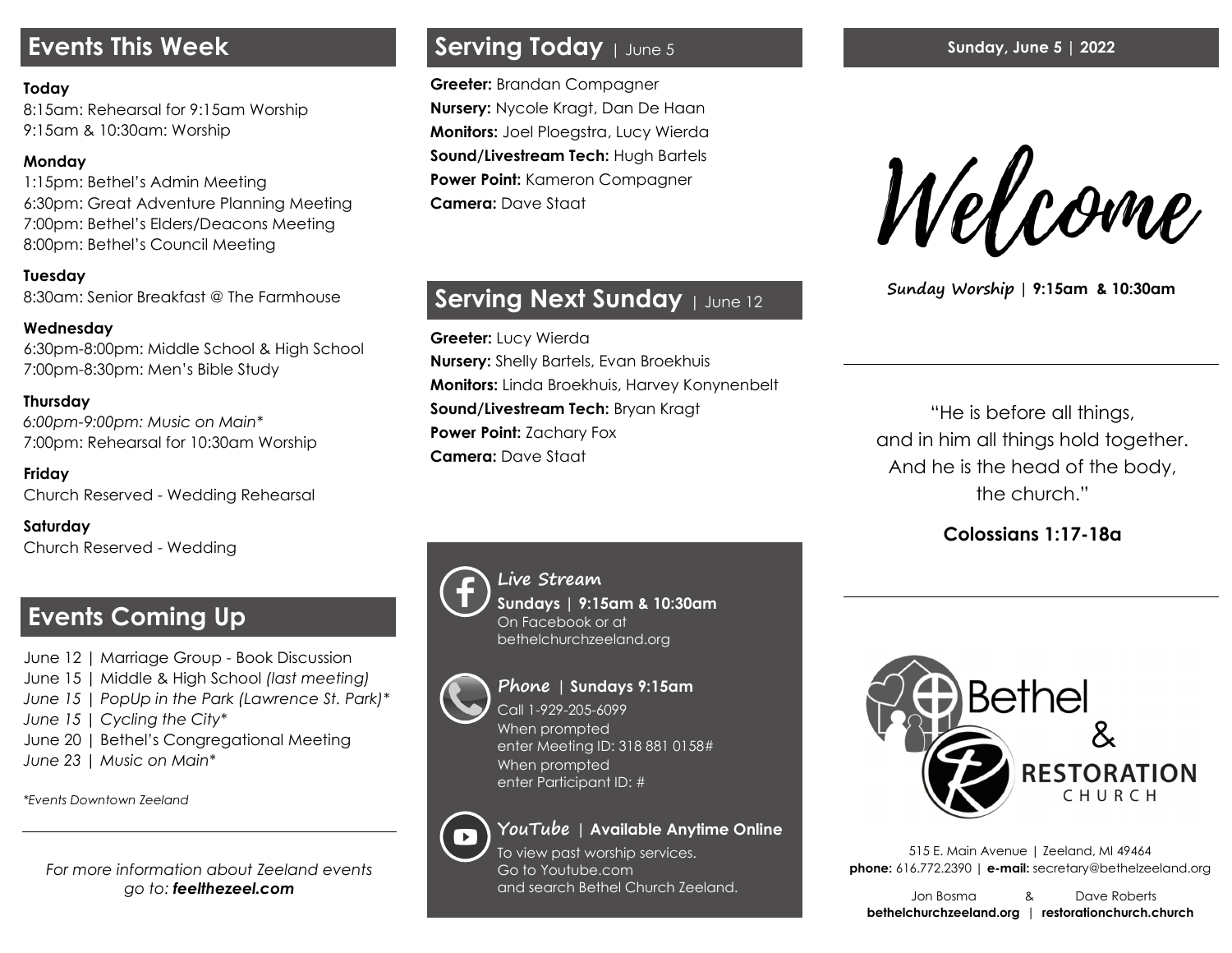## Events This Week

**Today**
8:15am: Rehearsal for 9:15am Worship
9:15am & 10:30am: Worship

**Monday**
1:15pm: Bethel's Admin Meeting
6:30pm: Great Adventure Planning Meeting
7:00pm: Bethel's Elders/Deacons Meeting
8:00pm: Bethel's Council Meeting

**Tuesday**
8:30am: Senior Breakfast @ The Farmhouse

**Wednesday**
6:30pm-8:00pm: Middle School & High School
7:00pm-8:30pm: Men's Bible Study

**Thursday**
*6:00pm-9:00pm: Music on Main**
7:00pm: Rehearsal for 10:30am Worship

**Friday**
Church Reserved - Wedding Rehearsal

**Saturday**
Church Reserved - Wedding

## Events Coming Up

June 12 | Marriage Group - Book Discussion
June 15 | Middle & High School *(last meeting)*
*June 15 | PopUp in the Park (Lawrence St. Park)**
*June 15 | Cycling the City**
June 20 | Bethel's Congregational Meeting
*June 23 | Music on Main**

**Events Downtown Zeeland*

*For more information about Zeeland events go to:* ***feelthezeel.com***

## Serving Today | June 5

**Greeter:** Brandan Compagner
**Nursery:** Nycole Kragt, Dan De Haan
**Monitors:** Joel Ploegstra, Lucy Wierda
**Sound/Livestream Tech:** Hugh Bartels
**Power Point:** Kameron Compagner
**Camera:** Dave Staat

## Serving Next Sunday | June 12

**Greeter:** Lucy Wierda
**Nursery:** Shelly Bartels, Evan Broekhuis
**Monitors:** Linda Broekhuis, Harvey Konynenbelt
**Sound/Livestream Tech:** Bryan Kragt
**Power Point:** Zachary Fox
**Camera:** Dave Staat

**Live Stream**
**Sundays | 9:15am & 10:30am**
On Facebook or at
bethelchurchzeeland.org

**Phone | Sundays 9:15am**
Call 1-929-205-6099
When prompted
enter Meeting ID: 318 881 0158#
When prompted
enter Participant ID: #

**YouTube | Available Anytime Online**
To view past worship services.
Go to Youtube.com
and search Bethel Church Zeeland.

**Sunday, June 5 | 2022**

# Welcome

**Sunday Worship | 9:15am & 10:30am**

"He is before all things,
and in him all things hold together.
And he is the head of the body,
the church."

**Colossians 1:17-18a**

Bethel & RESTORATION CHURCH

515 E. Main Avenue | Zeeland, MI 49464
**phone:** 616.772.2390 | **e-mail:** secretary@bethelzeeland.org

Jon Bosma & Dave Roberts
**bethelchurchzeeland.org** | **restorationchurch.church**